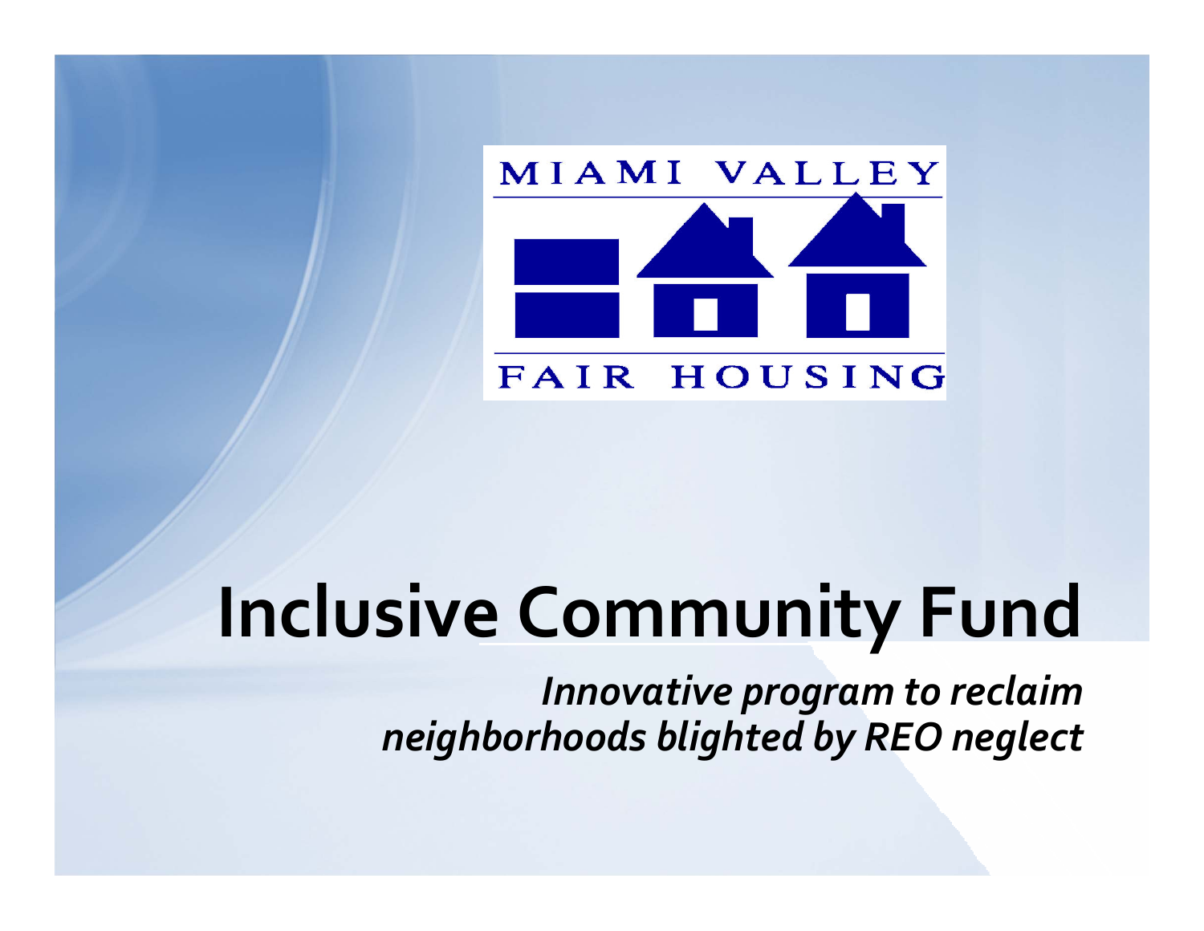MIAMI VALLEY

FAIR HOUSING

# Inclusive Community Fund

*Innovative program to reclaim neighborhoods blighted by REO neglect*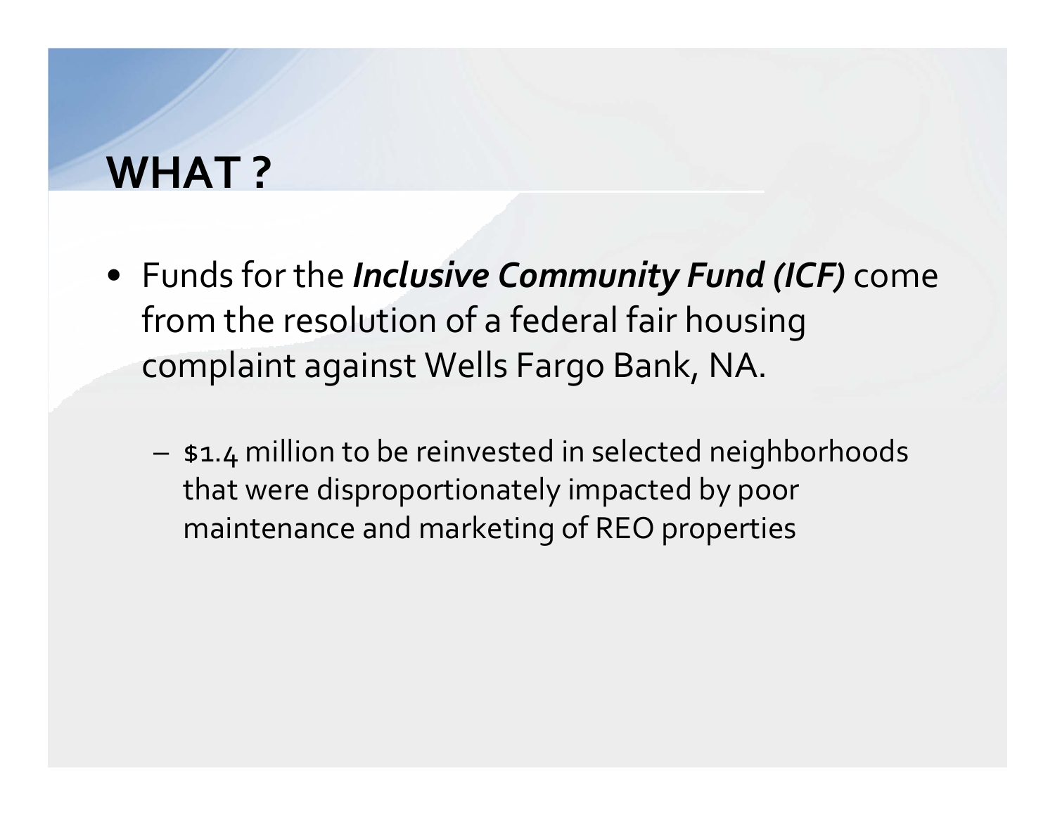# WHAT ?

- Funds for the ***Inclusive Community Fund (ICF)*** come from the resolution of a federal fair housing complaint against Wells Fargo Bank, NA.
  - $1.4 million to be reinvested in selected neighborhoods that were disproportionately impacted by poor maintenance and marketing of REO properties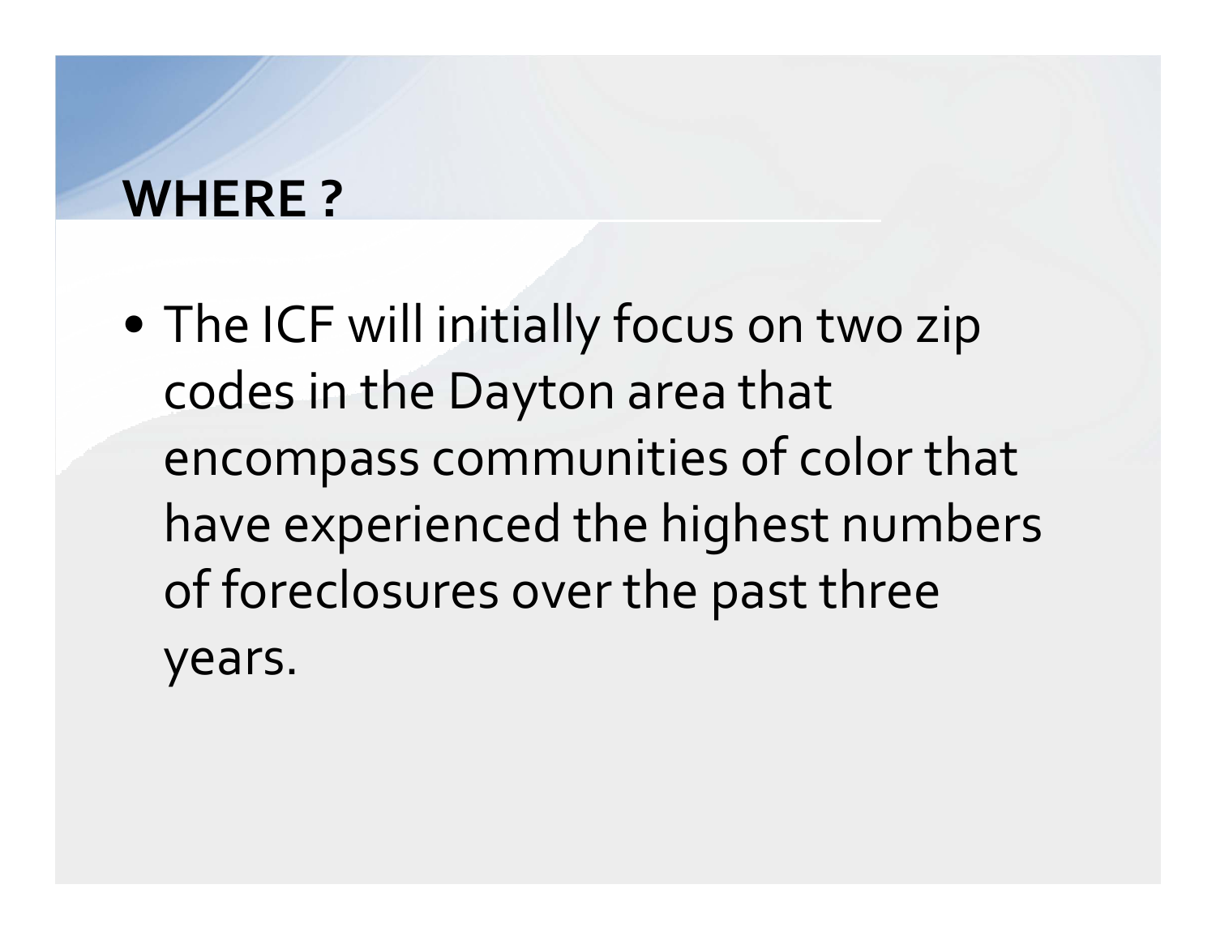## WHERE ?

- The ICF will initially focus on two zip codes in the Dayton area that encompass communities of color that have experienced the highest numbers of foreclosures over the past three years.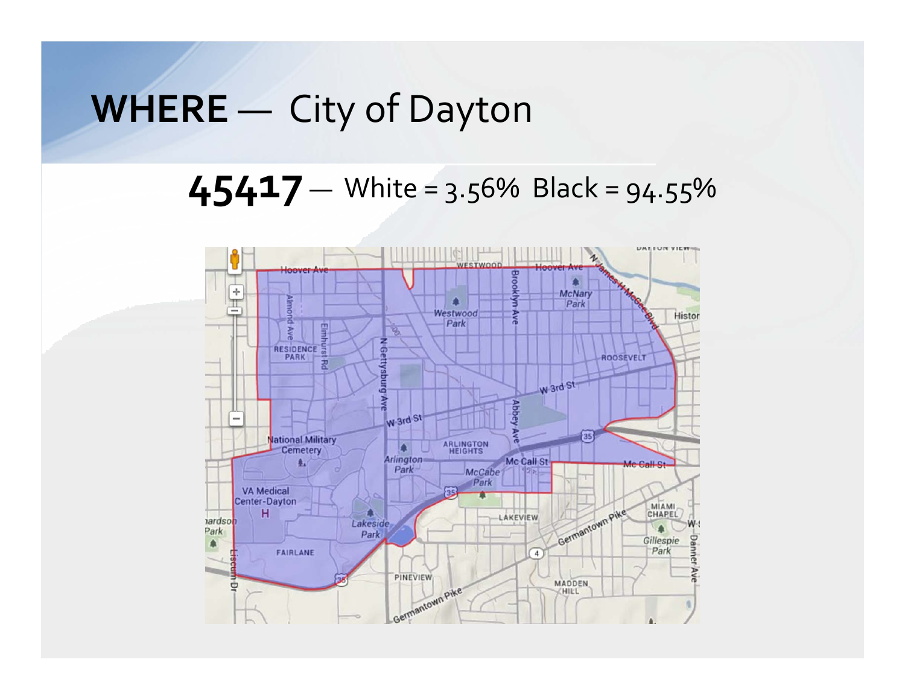# WHERE — City of Dayton

**45417** — White = 3.56% Black = 94.55%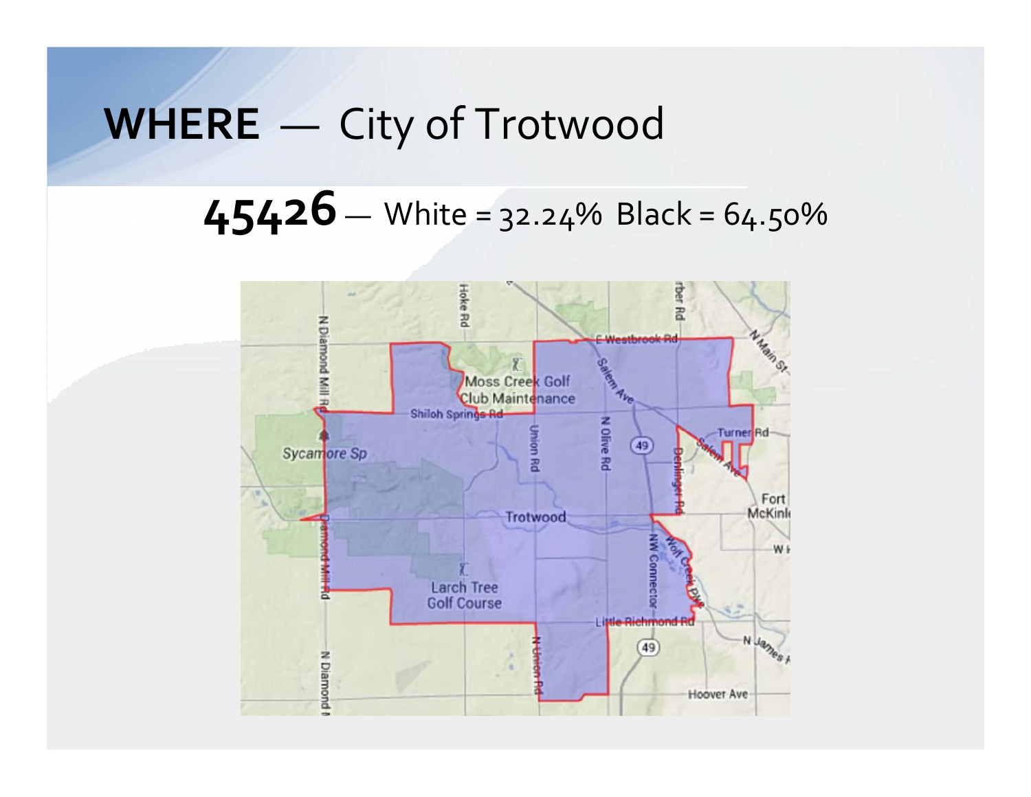# WHERE — City of Trotwood

## 45426 — White = 32.24% Black = 64.50%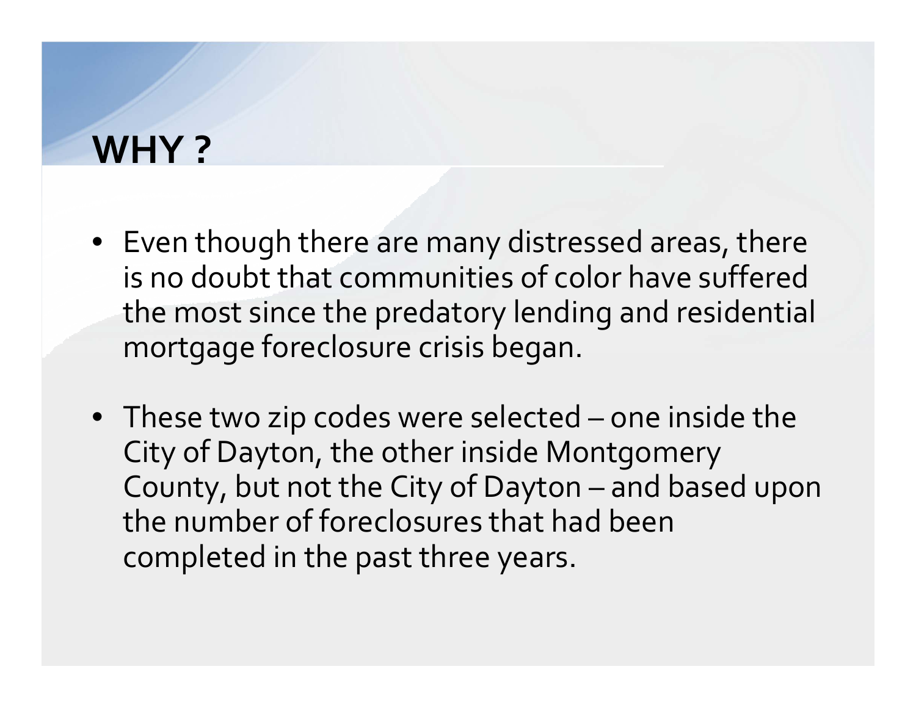# WHY ?

- Even though there are many distressed areas, there is no doubt that communities of color have suffered the most since the predatory lending and residential mortgage foreclosure crisis began.

- These two zip codes were selected – one inside the City of Dayton, the other inside Montgomery County, but not the City of Dayton – and based upon the number of foreclosures that had been completed in the past three years.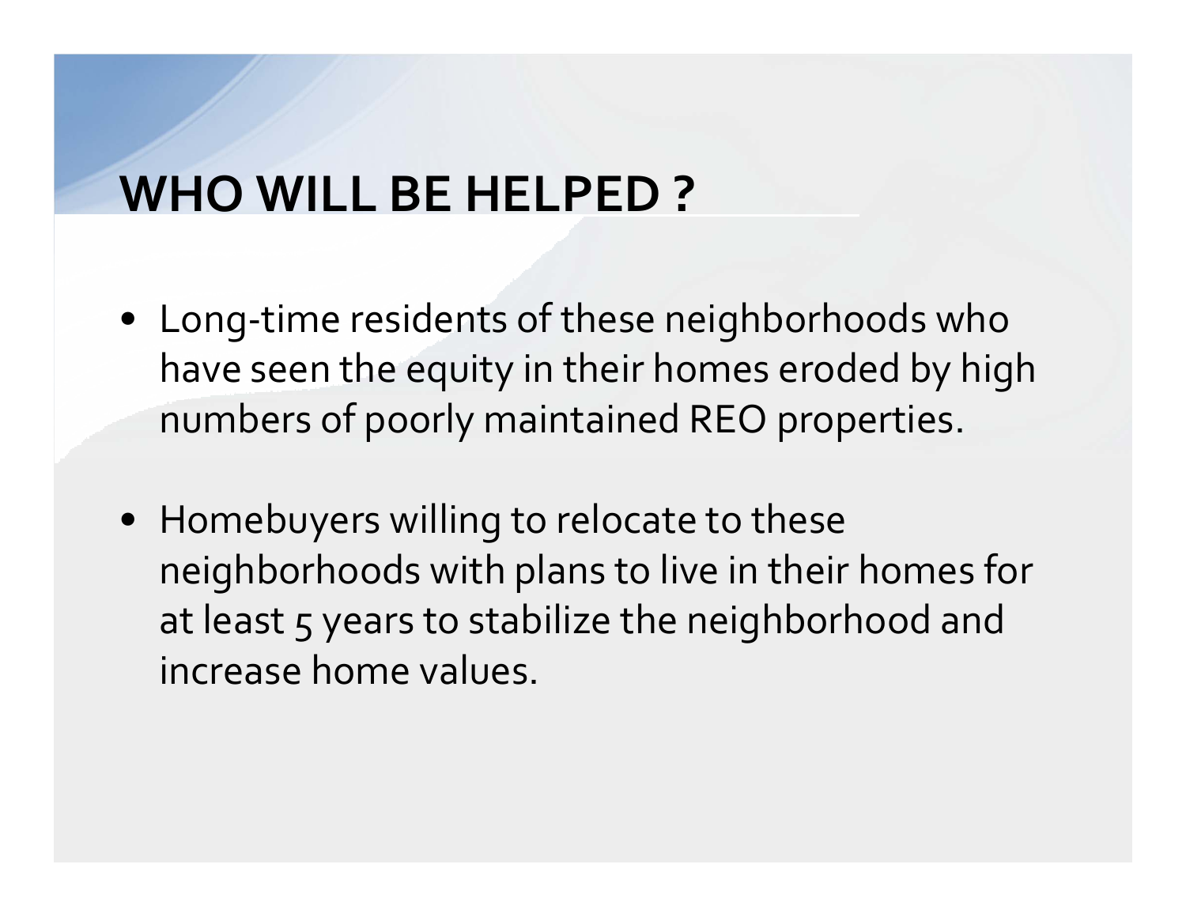# WHO WILL BE HELPED ?

- Long-time residents of these neighborhoods who have seen the equity in their homes eroded by high numbers of poorly maintained REO properties.

- Homebuyers willing to relocate to these neighborhoods with plans to live in their homes for at least 5 years to stabilize the neighborhood and increase home values.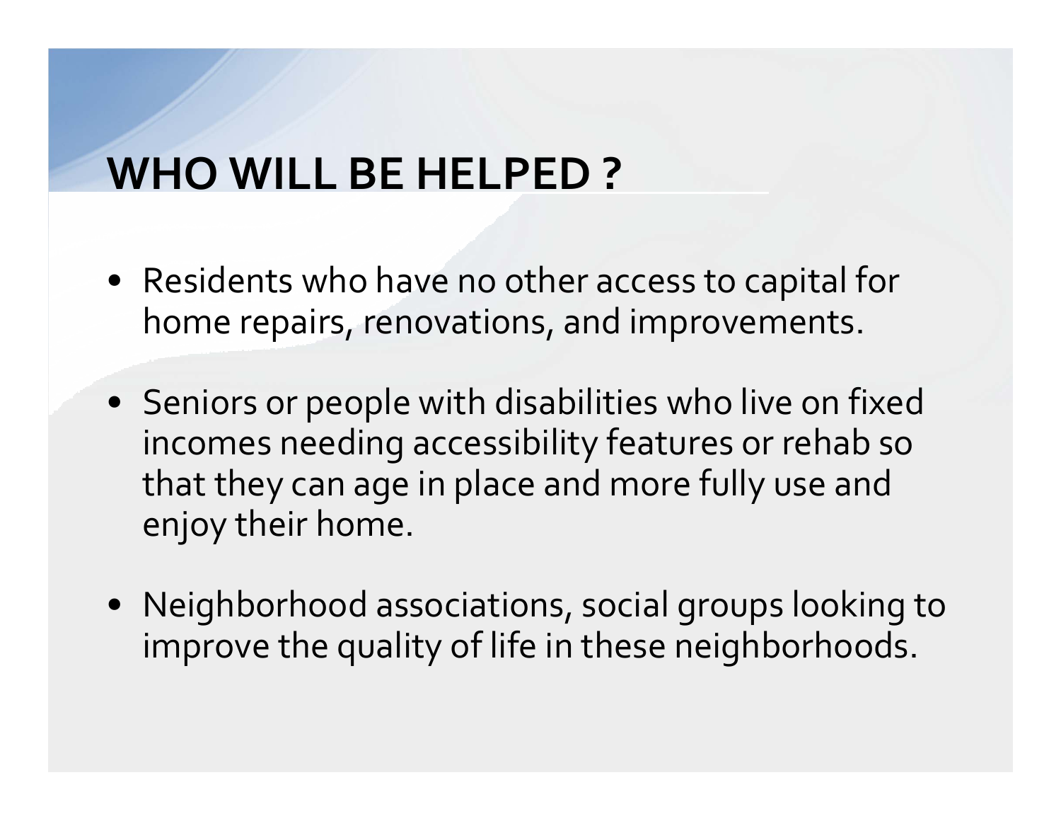# WHO WILL BE HELPED ?

- Residents who have no other access to capital for home repairs, renovations, and improvements.
- Seniors or people with disabilities who live on fixed incomes needing accessibility features or rehab so that they can age in place and more fully use and enjoy their home.
- Neighborhood associations, social groups looking to improve the quality of life in these neighborhoods.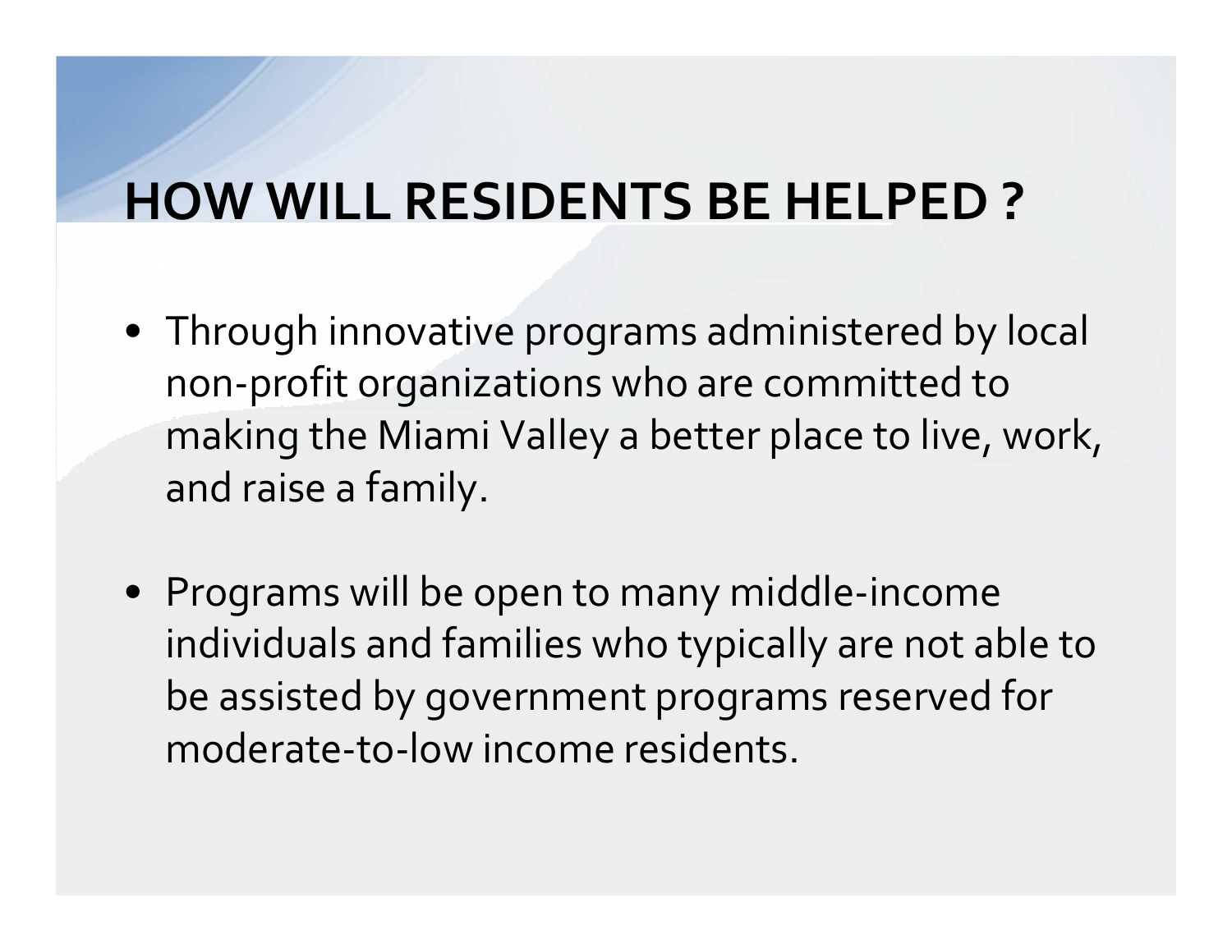# HOW WILL RESIDENTS BE HELPED ?

- Through innovative programs administered by local non-profit organizations who are committed to making the Miami Valley a better place to live, work, and raise a family.
- Programs will be open to many middle-income individuals and families who typically are not able to be assisted by government programs reserved for moderate-to-low income residents.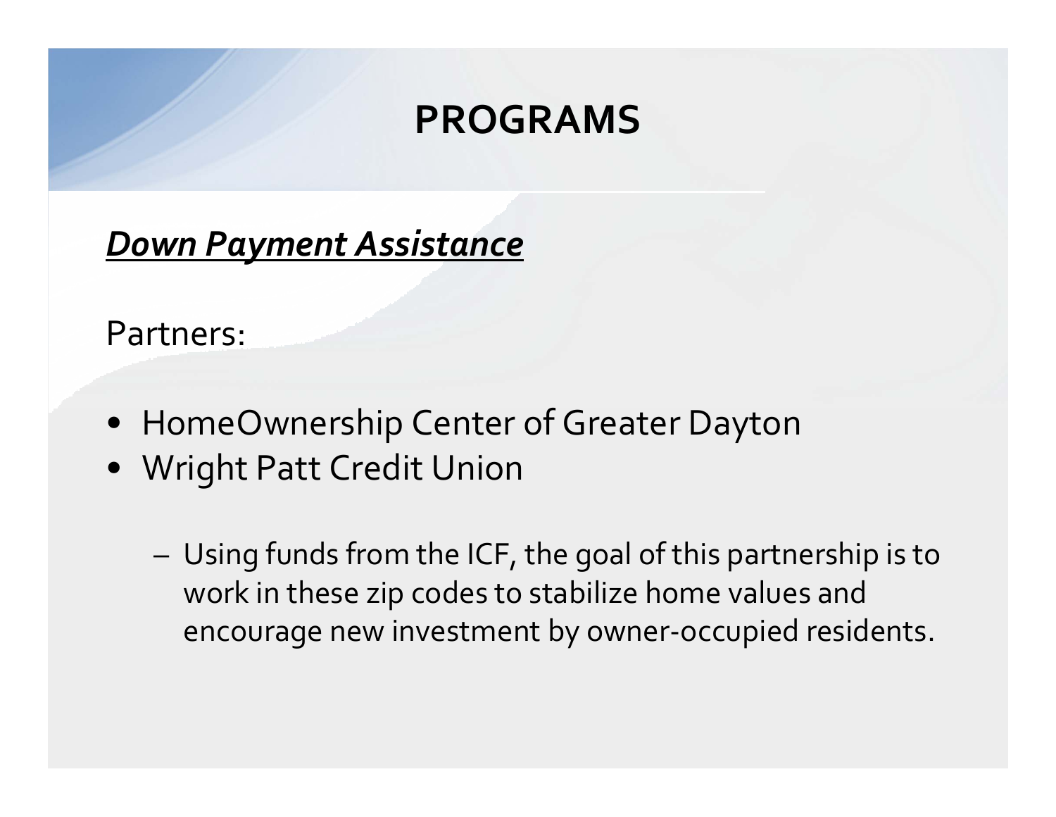# PROGRAMS

***<u>Down Payment Assistance</u>***

Partners:

- HomeOwnership Center of Greater Dayton
- Wright Patt Credit Union
  - Using funds from the ICF, the goal of this partnership is to work in these zip codes to stabilize home values and encourage new investment by owner-occupied residents.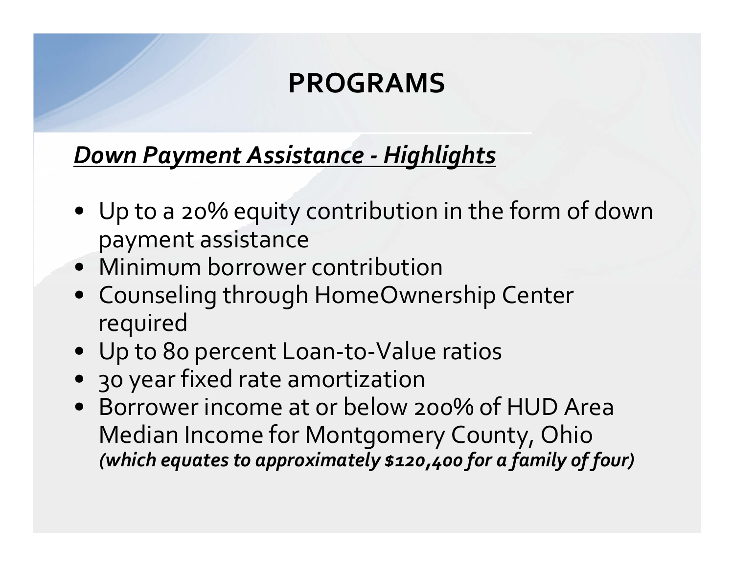# PROGRAMS

***<u>Down Payment Assistance - Highlights</u>***

- Up to a 20% equity contribution in the form of down payment assistance
- Minimum borrower contribution
- Counseling through HomeOwnership Center required
- Up to 80 percent Loan-to-Value ratios
- 30 year fixed rate amortization
- Borrower income at or below 200% of HUD Area Median Income for Montgomery County, Ohio ***(which equates to approximately $120,400 for a family of four)***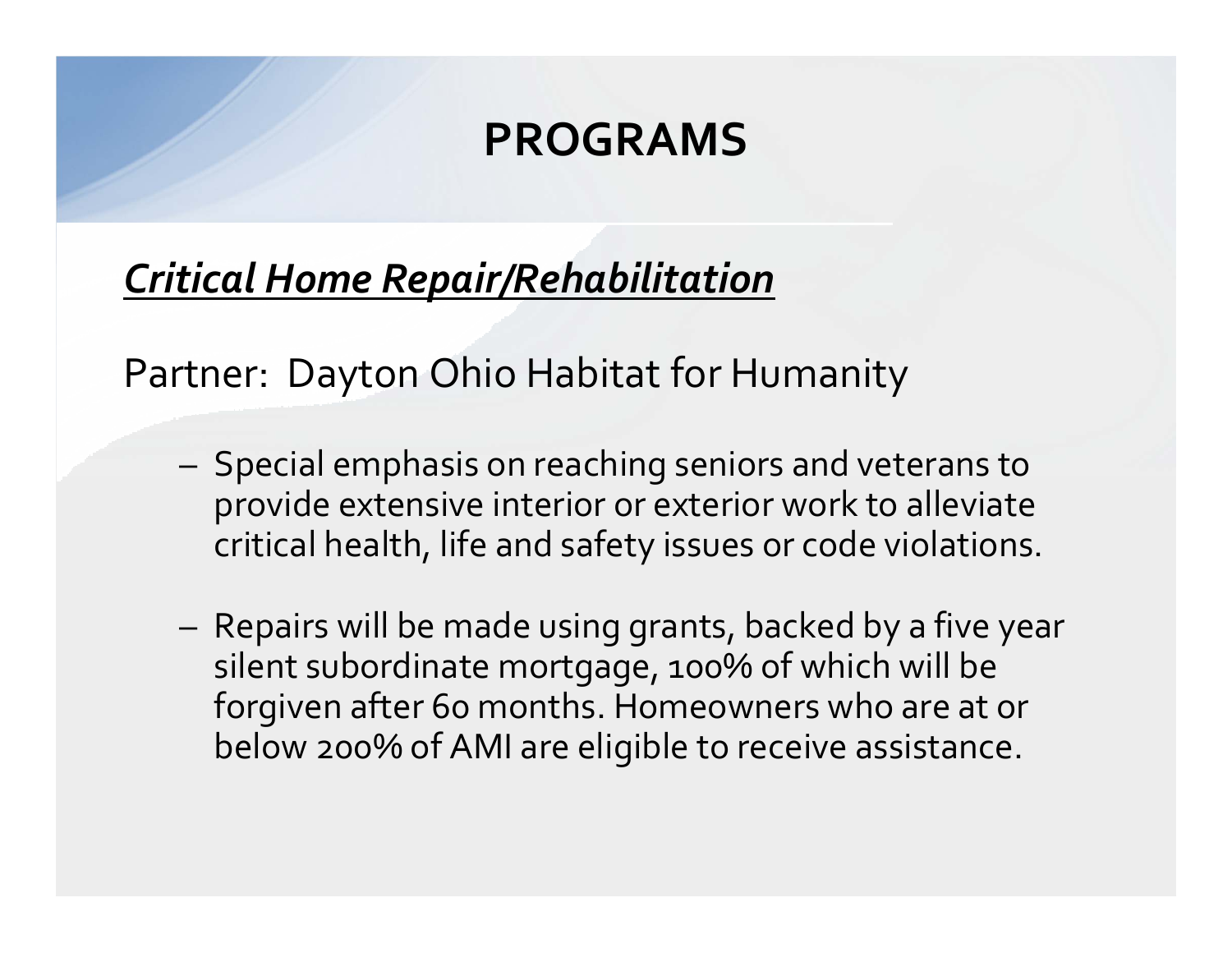# PROGRAMS

***Critical Home Repair/Rehabilitation***

Partner: Dayton Ohio Habitat for Humanity

- Special emphasis on reaching seniors and veterans to provide extensive interior or exterior work to alleviate critical health, life and safety issues or code violations.
- Repairs will be made using grants, backed by a five year silent subordinate mortgage, 100% of which will be forgiven after 60 months. Homeowners who are at or below 200% of AMI are eligible to receive assistance.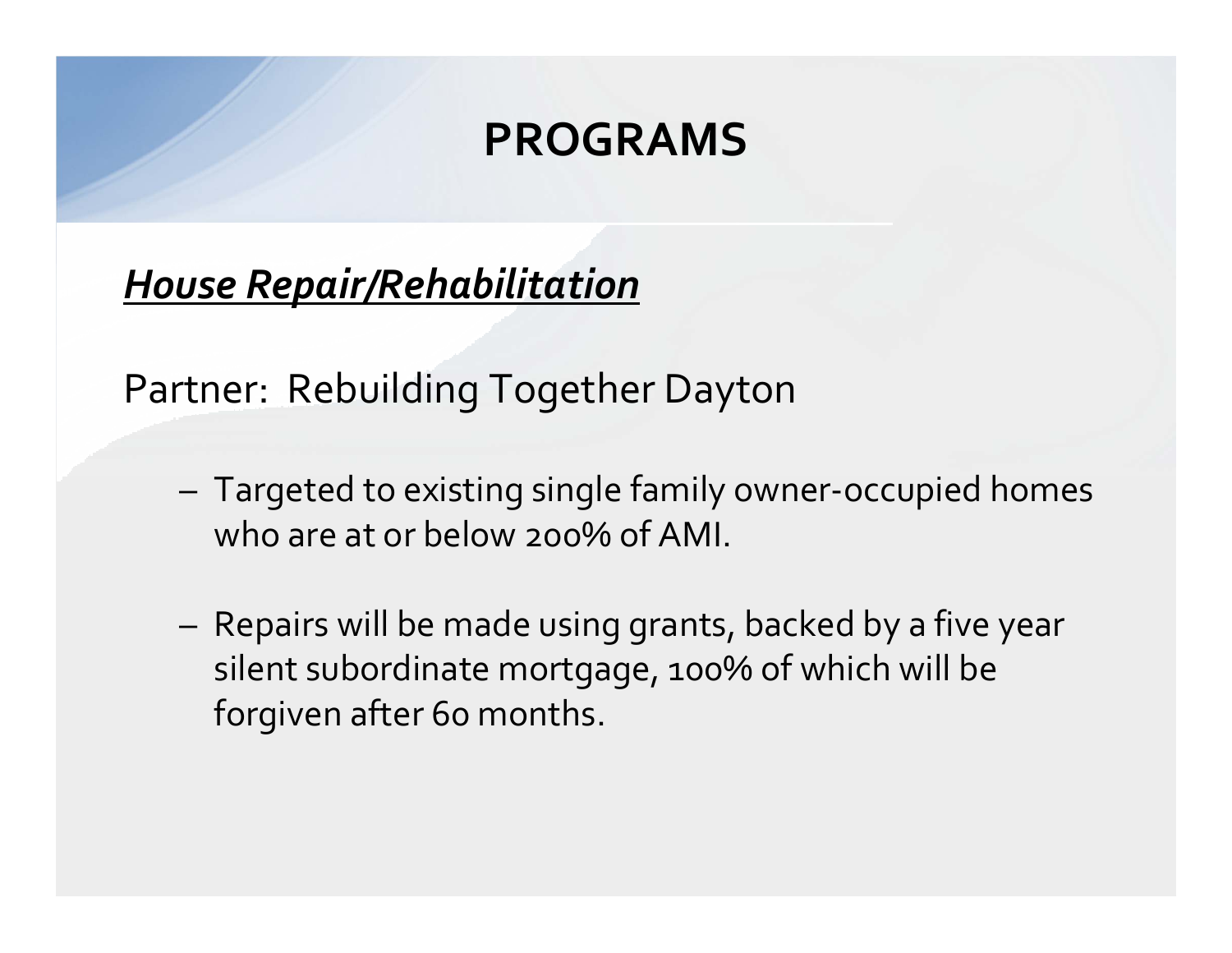# PROGRAMS

***House Repair/Rehabilitation***

Partner: Rebuilding Together Dayton

- Targeted to existing single family owner-occupied homes who are at or below 200% of AMI.

- Repairs will be made using grants, backed by a five year silent subordinate mortgage, 100% of which will be forgiven after 60 months.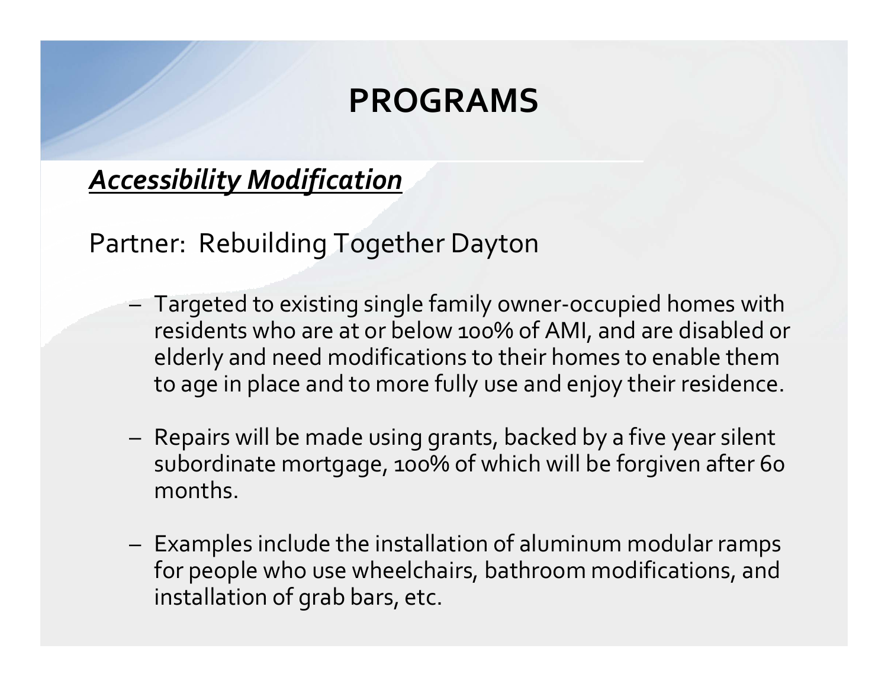# PROGRAMS

***Accessibility Modification***

Partner: Rebuilding Together Dayton

- Targeted to existing single family owner-occupied homes with residents who are at or below 100% of AMI, and are disabled or elderly and need modifications to their homes to enable them to age in place and to more fully use and enjoy their residence.

- Repairs will be made using grants, backed by a five year silent subordinate mortgage, 100% of which will be forgiven after 60 months.

- Examples include the installation of aluminum modular ramps for people who use wheelchairs, bathroom modifications, and installation of grab bars, etc.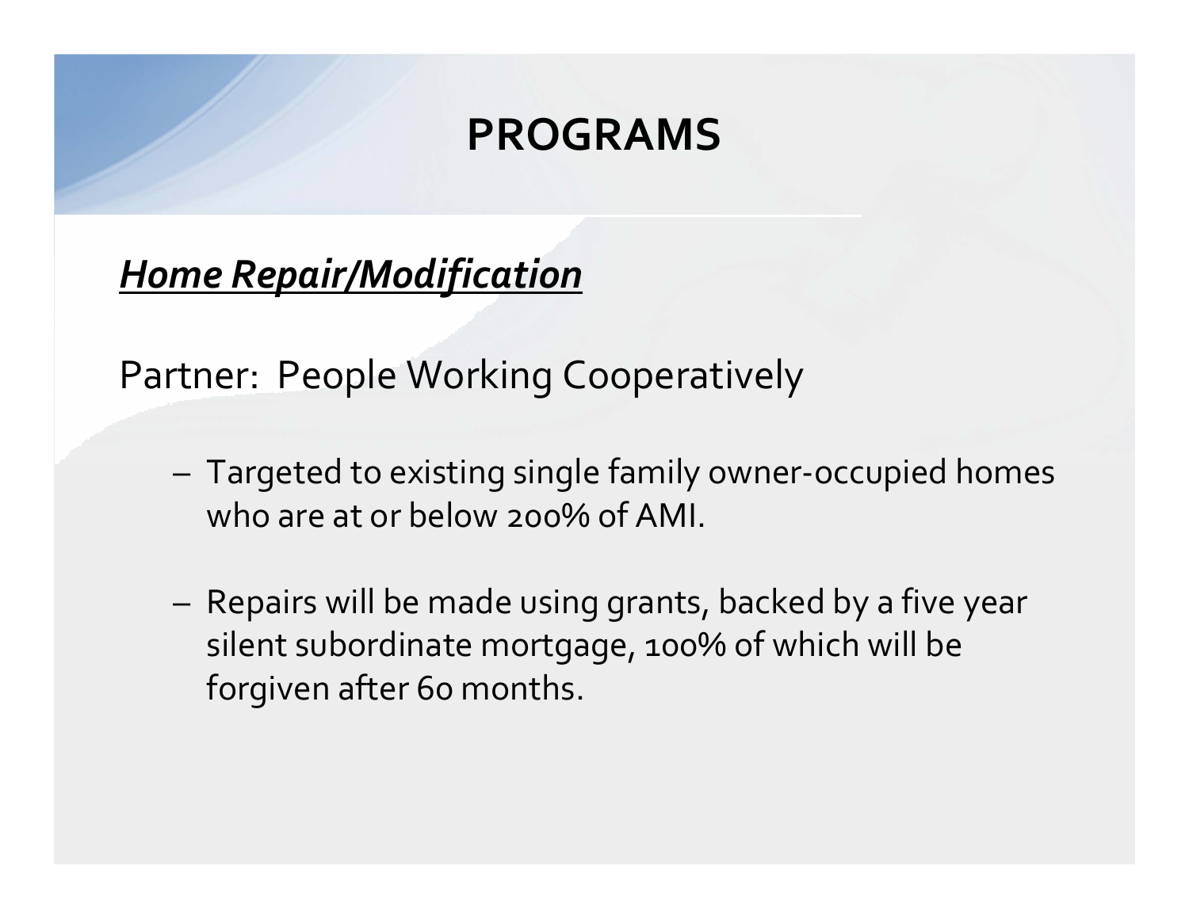# PROGRAMS

***Home Repair/Modification***

Partner: People Working Cooperatively

- Targeted to existing single family owner-occupied homes who are at or below 200% of AMI.

- Repairs will be made using grants, backed by a five year silent subordinate mortgage, 100% of which will be forgiven after 60 months.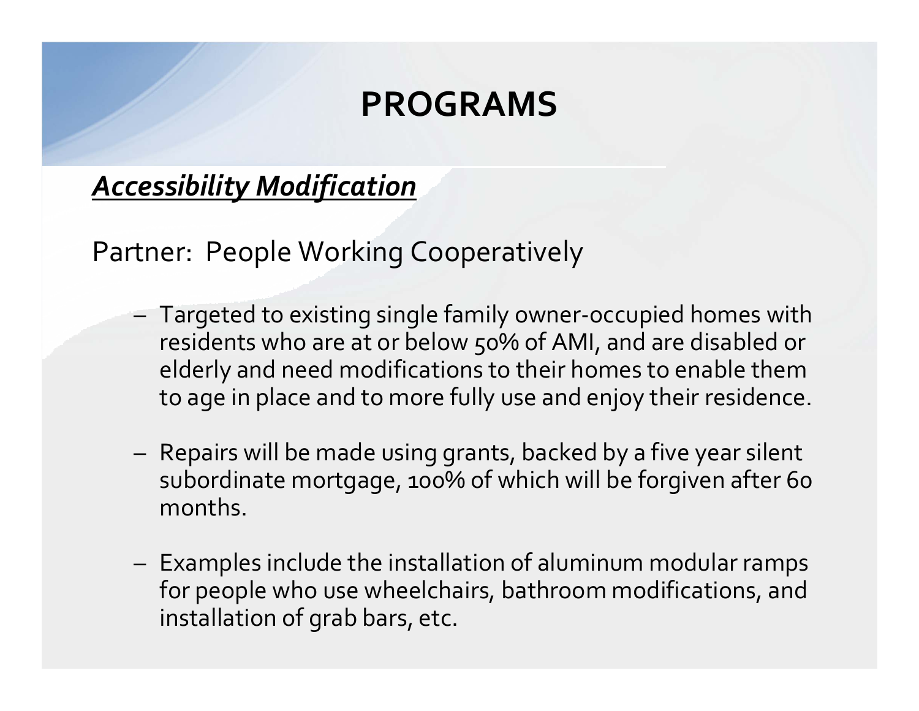# PROGRAMS

***Accessibility Modification***

Partner: People Working Cooperatively

- Targeted to existing single family owner-occupied homes with residents who are at or below 50% of AMI, and are disabled or elderly and need modifications to their homes to enable them to age in place and to more fully use and enjoy their residence.

- Repairs will be made using grants, backed by a five year silent subordinate mortgage, 100% of which will be forgiven after 60 months.

- Examples include the installation of aluminum modular ramps for people who use wheelchairs, bathroom modifications, and installation of grab bars, etc.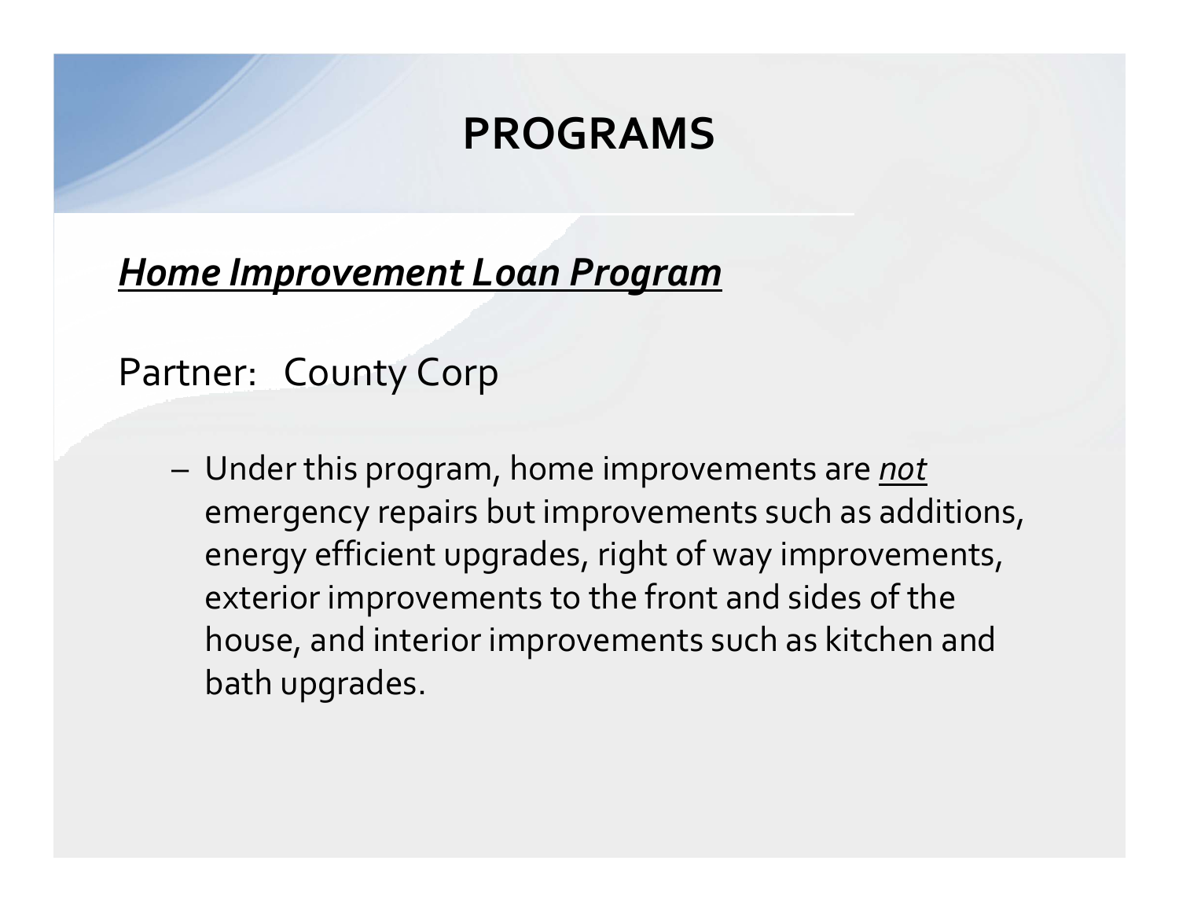# PROGRAMS

***<u>Home Improvement Loan Program</u>***

Partner: County Corp

- Under this program, home improvements are *<u>not</u>* emergency repairs but improvements such as additions, energy efficient upgrades, right of way improvements, exterior improvements to the front and sides of the house, and interior improvements such as kitchen and bath upgrades.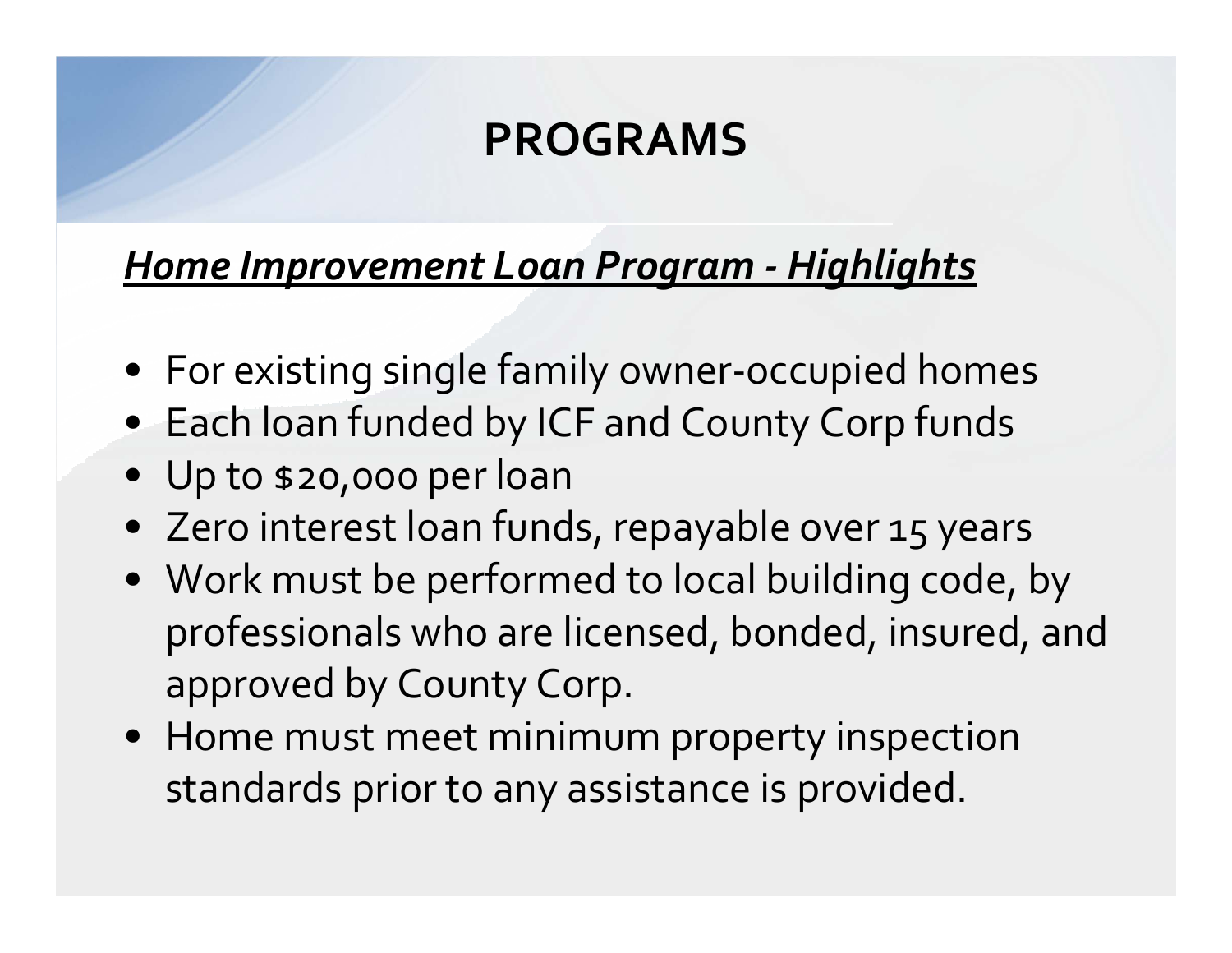# PROGRAMS

***Home Improvement Loan Program - Highlights***

- For existing single family owner-occupied homes
- Each loan funded by ICF and County Corp funds
- Up to $20,000 per loan
- Zero interest loan funds, repayable over 15 years
- Work must be performed to local building code, by professionals who are licensed, bonded, insured, and approved by County Corp.
- Home must meet minimum property inspection standards prior to any assistance is provided.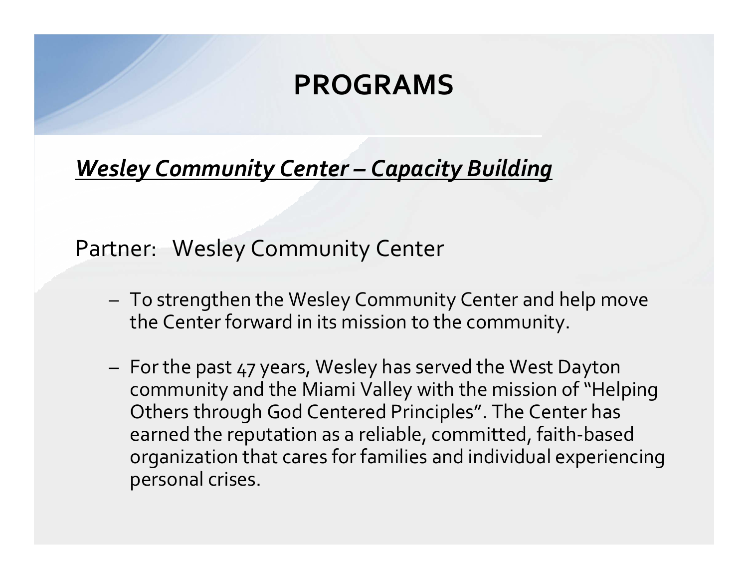# PROGRAMS

***Wesley Community Center – Capacity Building***

Partner: Wesley Community Center

- To strengthen the Wesley Community Center and help move the Center forward in its mission to the community.
- For the past 47 years, Wesley has served the West Dayton community and the Miami Valley with the mission of "Helping Others through God Centered Principles". The Center has earned the reputation as a reliable, committed, faith-based organization that cares for families and individual experiencing personal crises.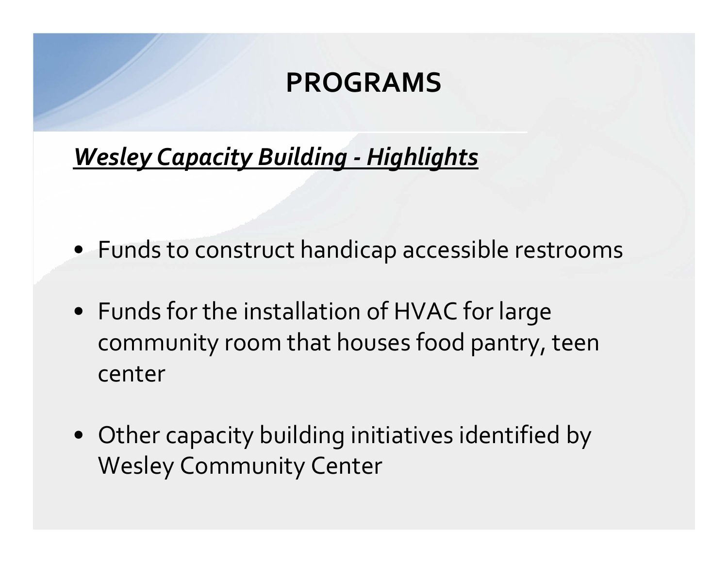# PROGRAMS

***Wesley Capacity Building - Highlights***

- Funds to construct handicap accessible restrooms
- Funds for the installation of HVAC for large community room that houses food pantry, teen center
- Other capacity building initiatives identified by Wesley Community Center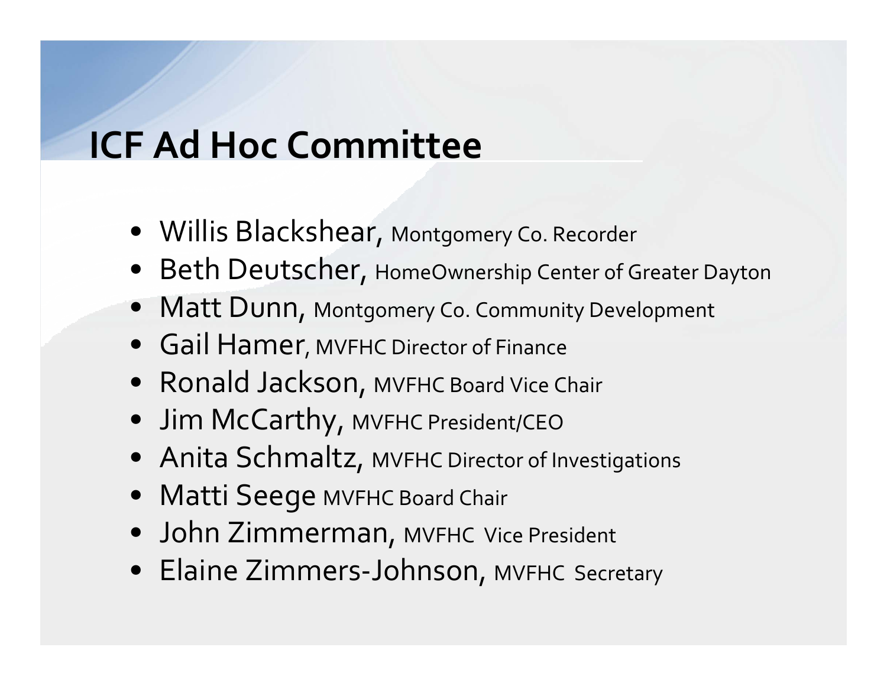# ICF Ad Hoc Committee

- Willis Blackshear, Montgomery Co. Recorder
- Beth Deutscher, HomeOwnership Center of Greater Dayton
- Matt Dunn, Montgomery Co. Community Development
- Gail Hamer, MVFHC Director of Finance
- Ronald Jackson, MVFHC Board Vice Chair
- Jim McCarthy, MVFHC President/CEO
- Anita Schmaltz, MVFHC Director of Investigations
- Matti Seege MVFHC Board Chair
- John Zimmerman, MVFHC Vice President
- Elaine Zimmers-Johnson, MVFHC Secretary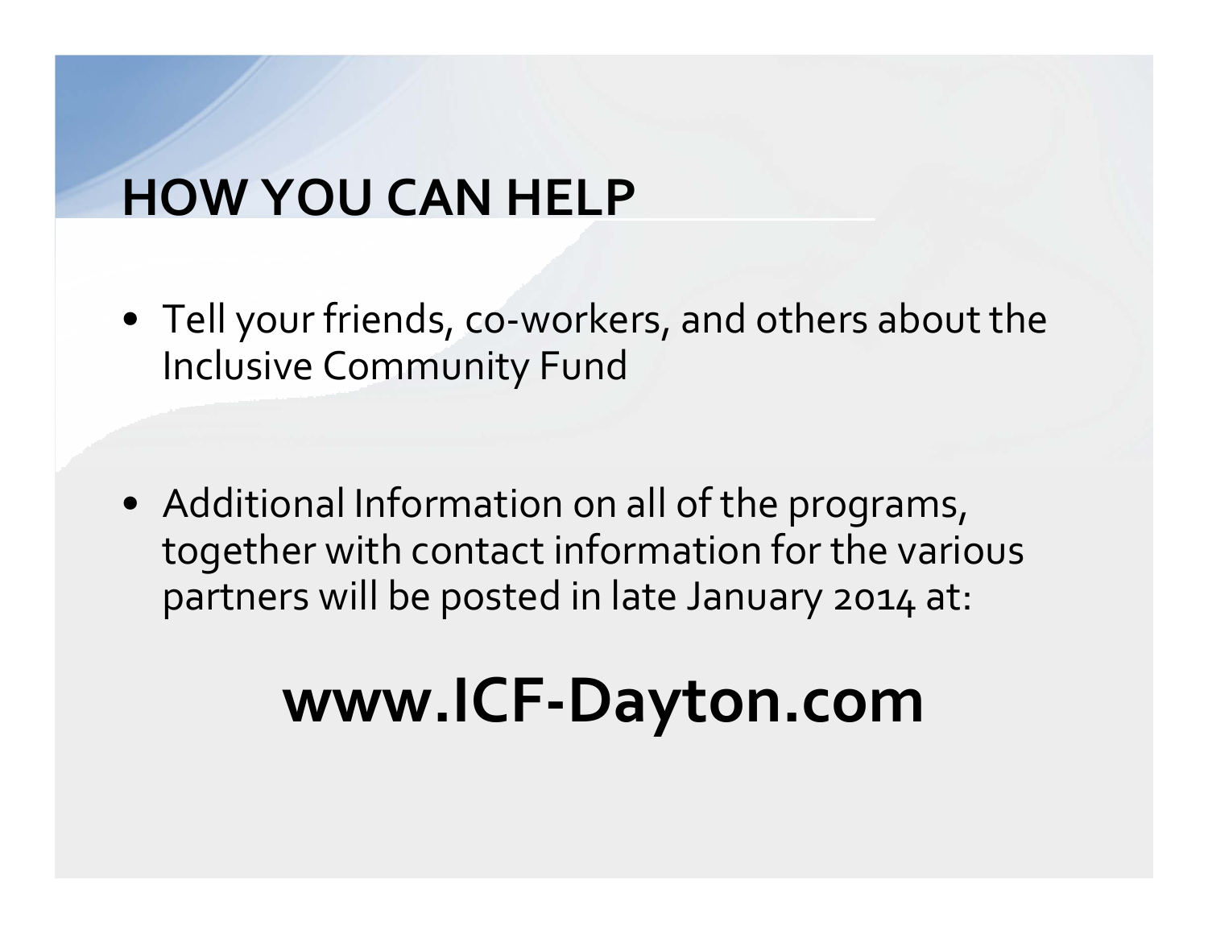# HOW YOU CAN HELP

- Tell your friends, co-workers, and others about the Inclusive Community Fund

- Additional Information on all of the programs, together with contact information for the various partners will be posted in late January 2014 at:

**www.ICF-Dayton.com**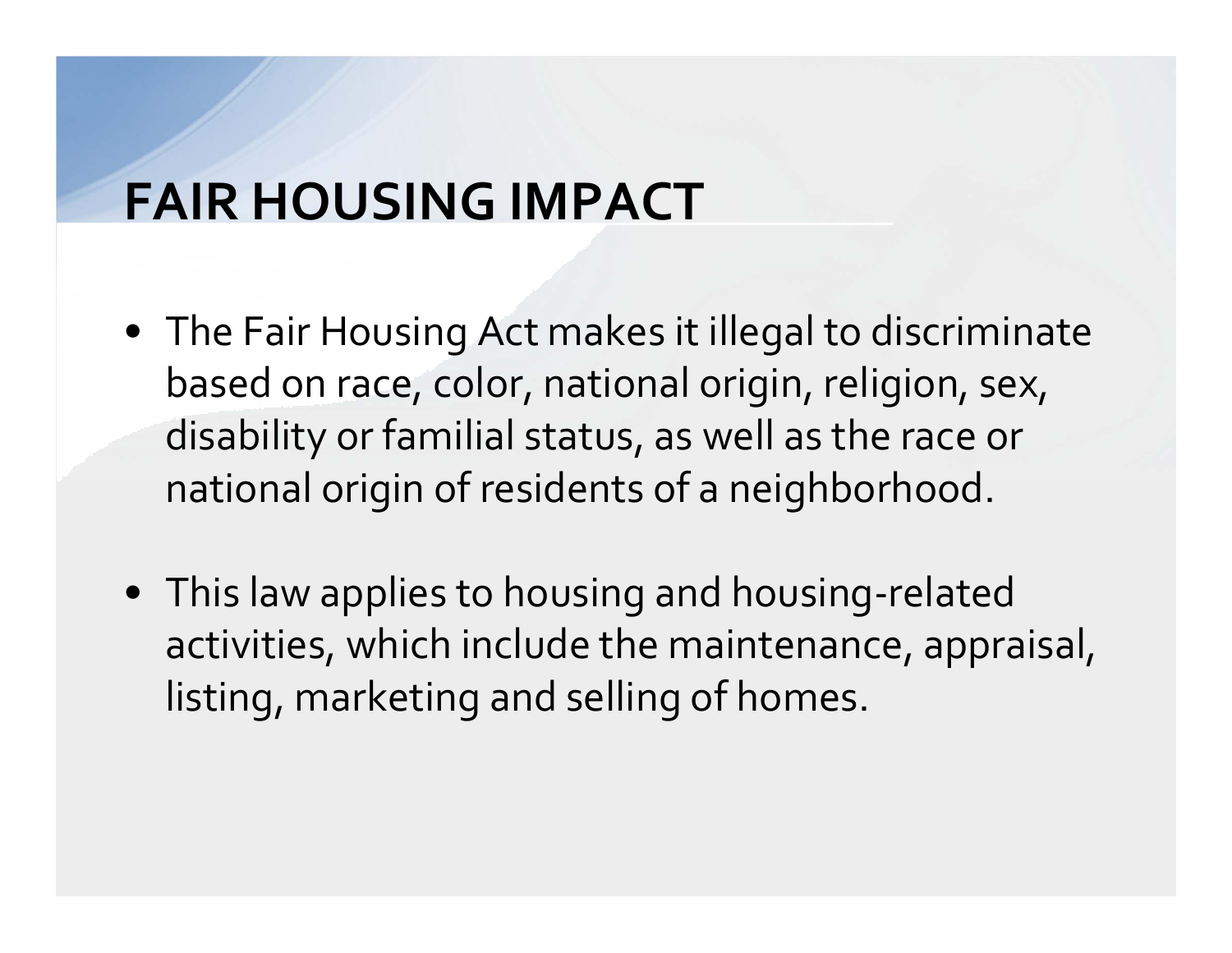# FAIR HOUSING IMPACT

- The Fair Housing Act makes it illegal to discriminate based on race, color, national origin, religion, sex, disability or familial status, as well as the race or national origin of residents of a neighborhood.
- This law applies to housing and housing-related activities, which include the maintenance, appraisal, listing, marketing and selling of homes.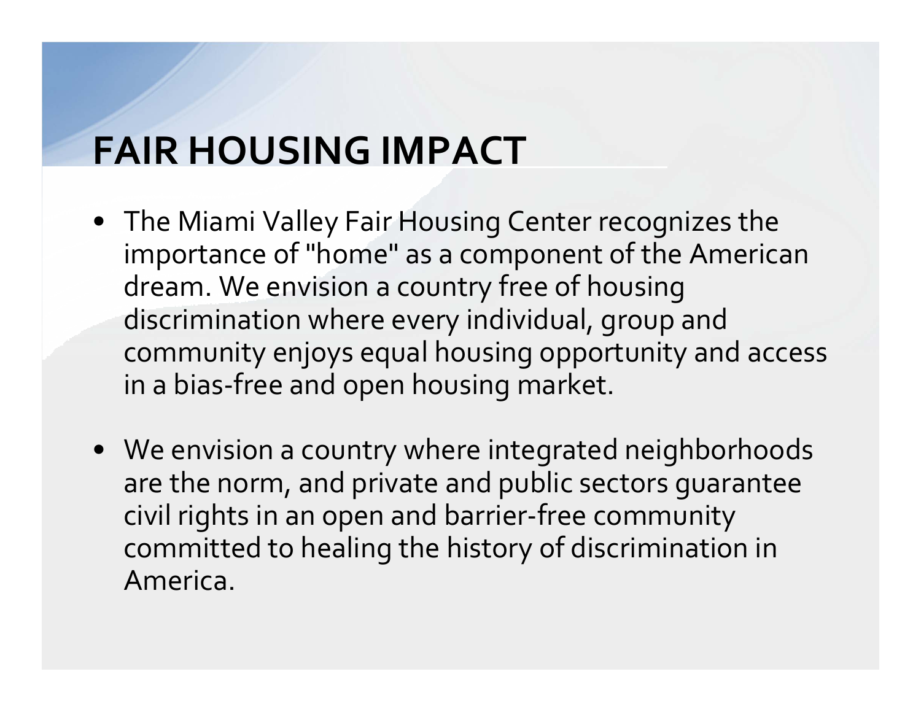# FAIR HOUSING IMPACT

- The Miami Valley Fair Housing Center recognizes the importance of "home" as a component of the American dream. We envision a country free of housing discrimination where every individual, group and community enjoys equal housing opportunity and access in a bias-free and open housing market.

- We envision a country where integrated neighborhoods are the norm, and private and public sectors guarantee civil rights in an open and barrier-free community committed to healing the history of discrimination in America.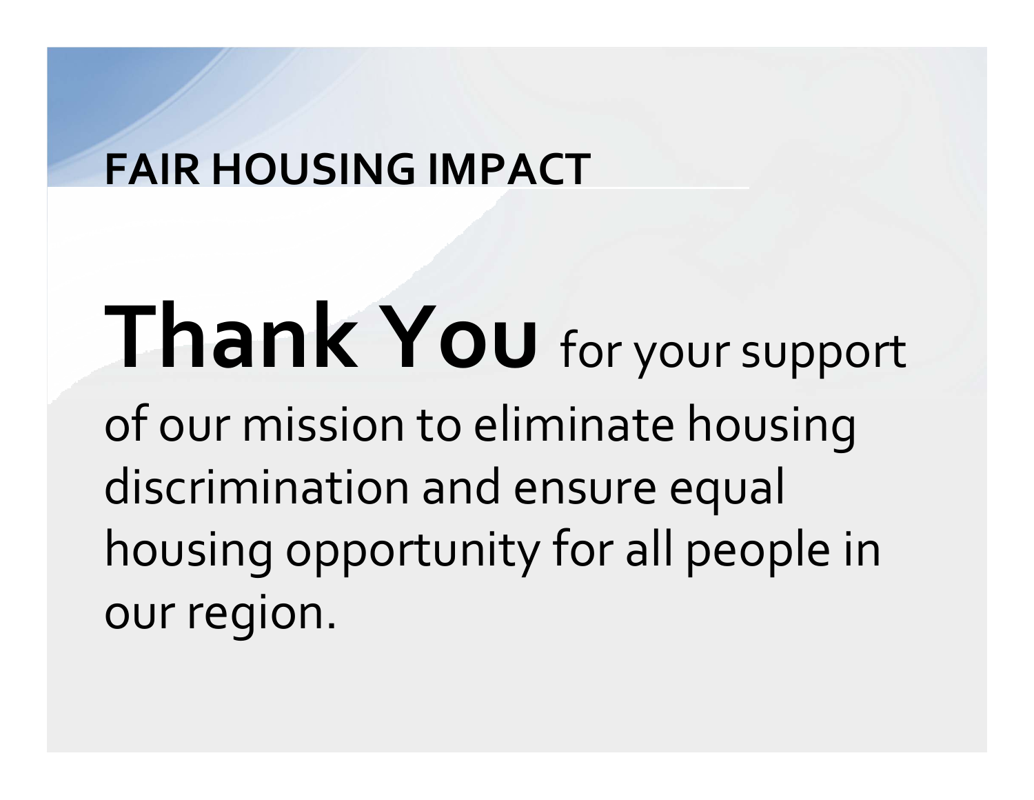## FAIR HOUSING IMPACT

**Thank You** for your support of our mission to eliminate housing discrimination and ensure equal housing opportunity for all people in our region.